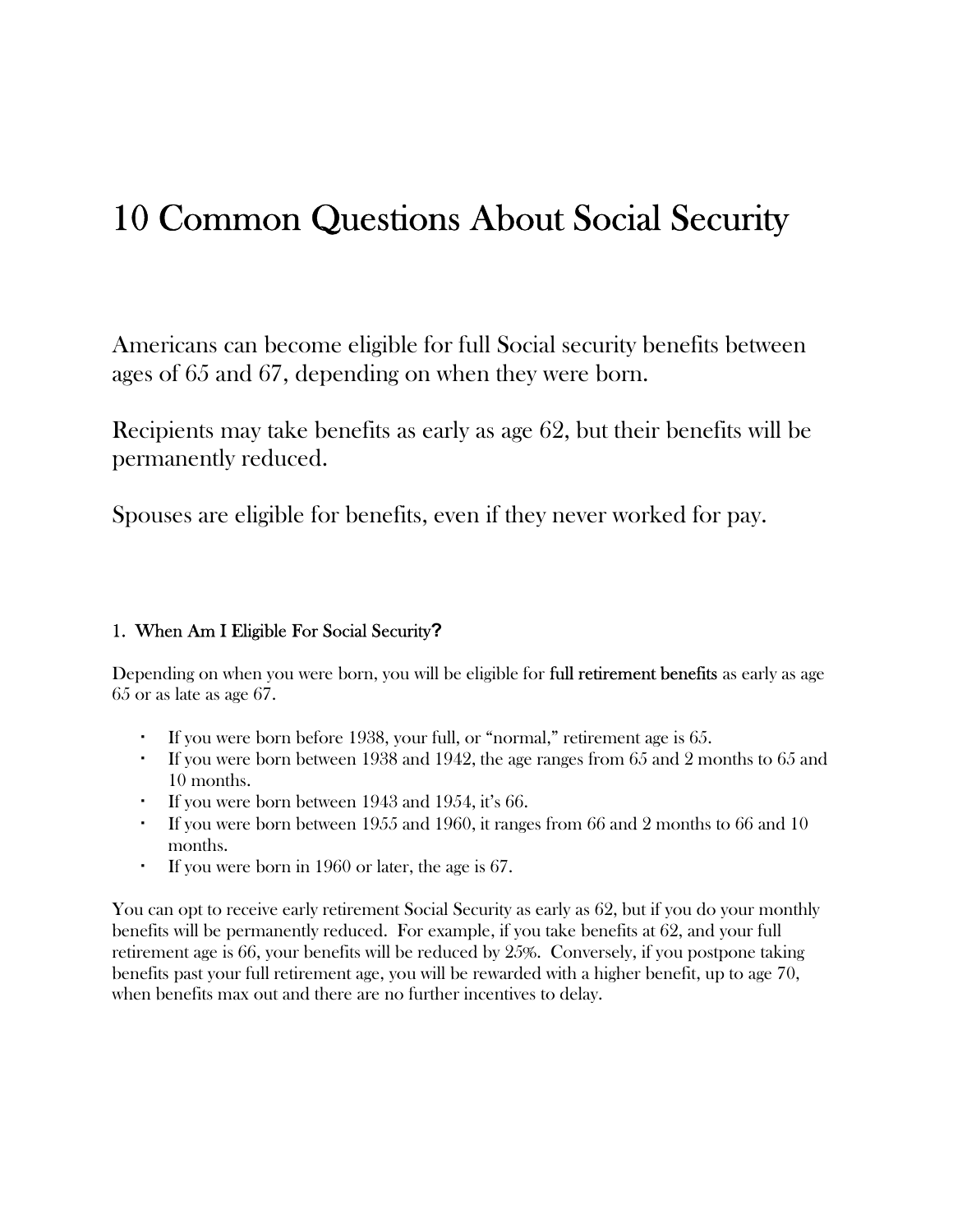# 10 Common Questions About Social Security

Americans can become eligible for full Social security benefits between ages of 65 and 67, depending on when they were born.

Recipients may take benefits as early as age 62, but their benefits will be permanently reduced.

Spouses are eligible for benefits, even if they never worked for pay.

## 1. When Am I Eligible For Social Security?

Depending on when you were born, you will be eligible for full retirement benefits as early as age 65 or as late as age 67.

- If you were born before 1938, your full, or "normal," retirement age is 65.
- If you were born between 1938 and 1942, the age ranges from 65 and 2 months to 65 and 10 months.
- If you were born between 1943 and 1954, it's 66.
- If you were born between 1955 and 1960, it ranges from 66 and 2 months to 66 and 10 months.
- If you were born in 1960 or later, the age is 67.

You can opt to receive early retirement Social Security as early as 62, but if you do your monthly benefits will be permanently reduced. For example, if you take benefits at 62, and your full retirement age is 66, your benefits will be reduced by 25%. Conversely, if you postpone taking benefits past your full retirement age, you will be rewarded with a higher benefit, up to age 70, when benefits max out and there are no further incentives to delay.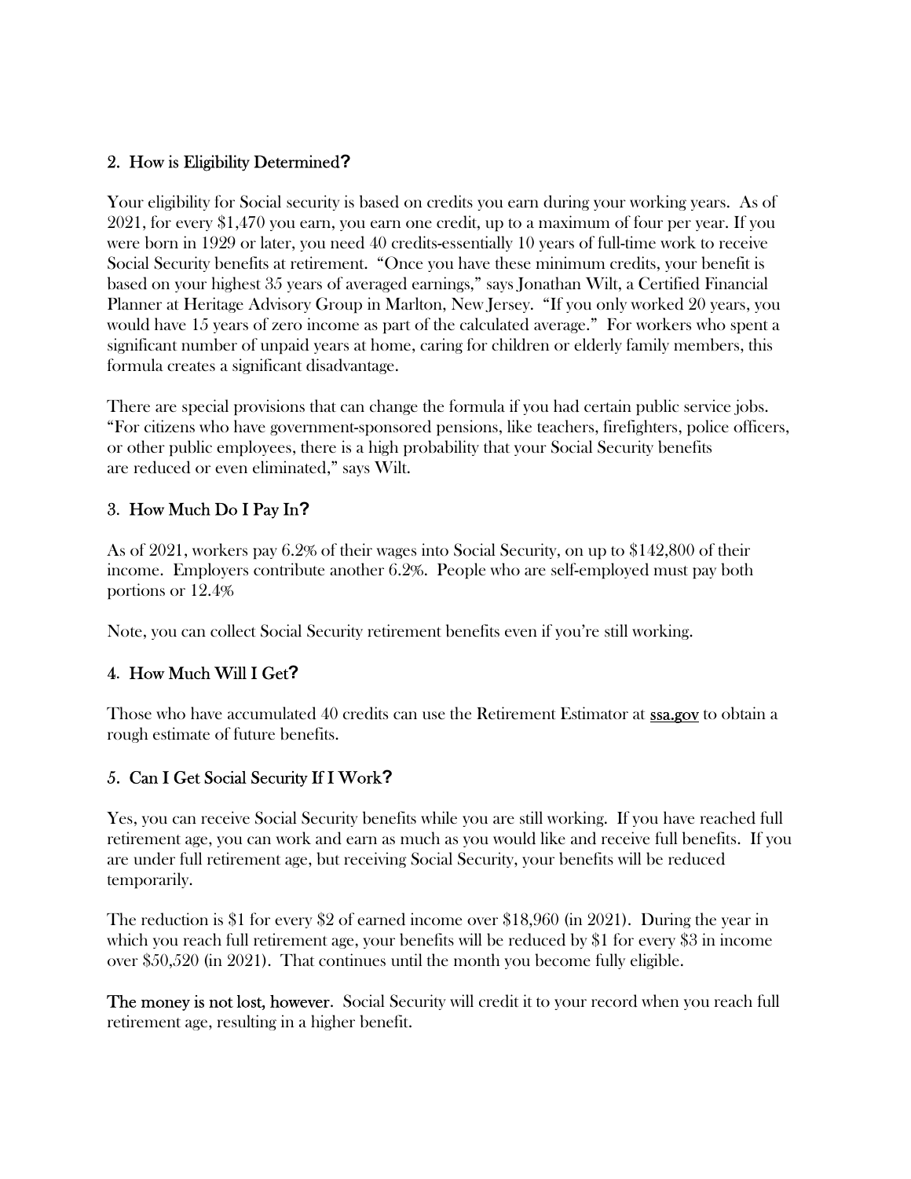## 2. How is Eligibility Determined?

Your eligibility for Social security is based on credits you earn during your working years. As of 2021, for every $1,470 you earn, you earn one credit, up to a maximum of four per year. If you were born in 1929 or later, you need 40 credits-essentially 10 years of full-time work to receive Social Security benefits at retirement. "Once you have these minimum credits, your benefit is based on your highest 35 years of averaged earnings," says Jonathan Wilt, a Certified Financial Planner at Heritage Advisory Group in Marlton, New Jersey. "If you only worked 20 years, you would have 15 years of zero income as part of the calculated average." For workers who spent a significant number of unpaid years at home, caring for children or elderly family members, this formula creates a significant disadvantage.

There are special provisions that can change the formula if you had certain public service jobs. "For citizens who have government-sponsored pensions, like teachers, firefighters, police officers, or other public employees, there is a high probability that your Social Security benefits are reduced or even eliminated," says Wilt.

## 3. How Much Do I Pay In?

As of 2021, workers pay 6.2% of their wages into Social Security, on up to $142,800 of their income. Employers contribute another 6.2%. People who are self-employed must pay both portions or 12.4%

Note, you can collect Social Security retirement benefits even if you're still working.

## 4. How Much Will I Get?

Those who have accumulated 40 credits can use the Retirement Estimator at ssa.gov to obtain a rough estimate of future benefits.

## 5. Can I Get Social Security If I Work?

Yes, you can receive Social Security benefits while you are still working. If you have reached full retirement age, you can work and earn as much as you would like and receive full benefits. If you are under full retirement age, but receiving Social Security, your benefits will be reduced temporarily.

The reduction is $1 for every $2 of earned income over $18,960 (in 2021). During the year in which you reach full retirement age, your benefits will be reduced by $1 for every $3 in income over $50,520 (in 2021). That continues until the month you become fully eligible.

**The money is not lost, however.** Social Security will credit it to your record when you reach full retirement age, resulting in a higher benefit.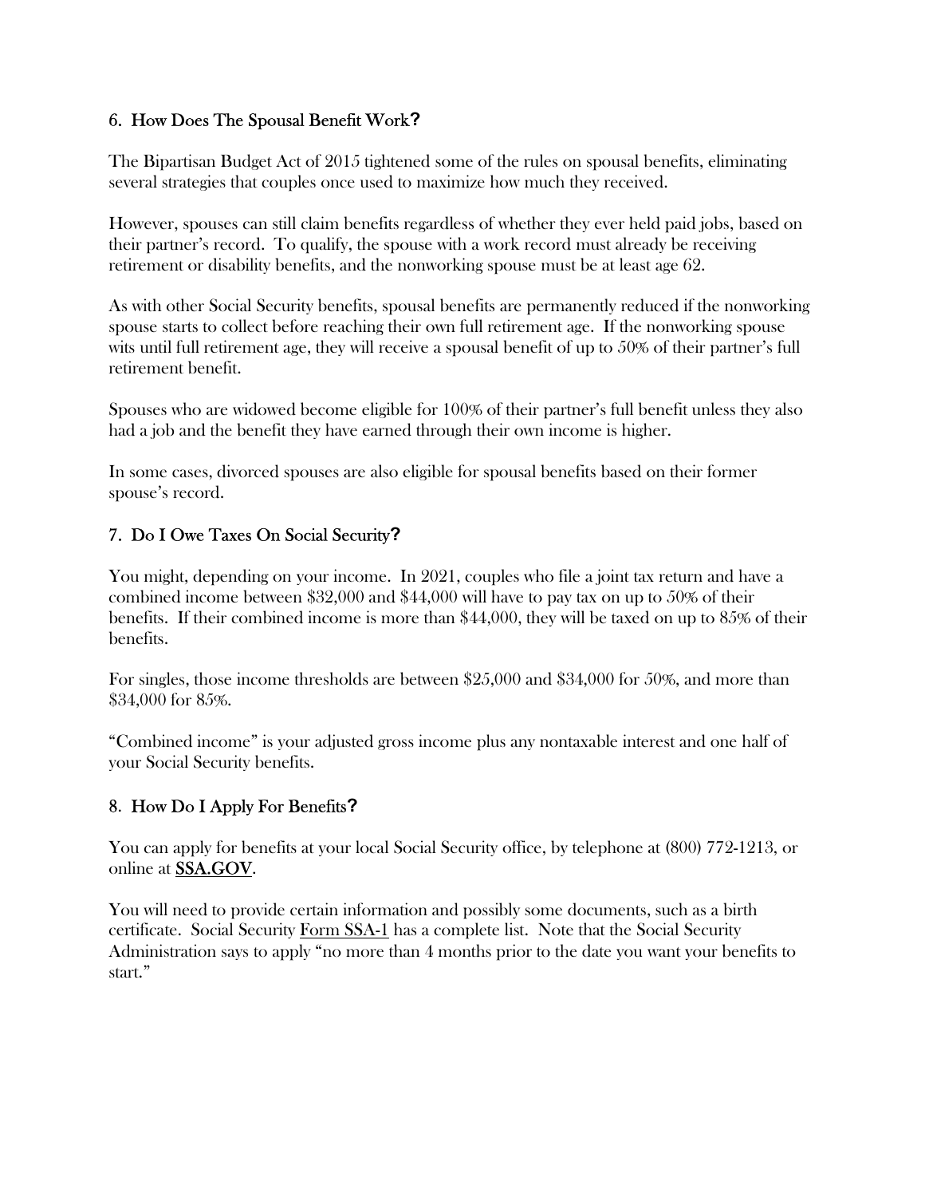## 6. How Does The Spousal Benefit Work?

The Bipartisan Budget Act of 2015 tightened some of the rules on spousal benefits, eliminating several strategies that couples once used to maximize how much they received.

However, spouses can still claim benefits regardless of whether they ever held paid jobs, based on their partner's record. To qualify, the spouse with a work record must already be receiving retirement or disability benefits, and the nonworking spouse must be at least age 62.

As with other Social Security benefits, spousal benefits are permanently reduced if the nonworking spouse starts to collect before reaching their own full retirement age. If the nonworking spouse wits until full retirement age, they will receive a spousal benefit of up to 50% of their partner's full retirement benefit.

Spouses who are widowed become eligible for 100% of their partner's full benefit unless they also had a job and the benefit they have earned through their own income is higher.

In some cases, divorced spouses are also eligible for spousal benefits based on their former spouse's record.

## 7. Do I Owe Taxes On Social Security?

You might, depending on your income. In 2021, couples who file a joint tax return and have a combined income between $32,000 and $44,000 will have to pay tax on up to 50% of their benefits. If their combined income is more than $44,000, they will be taxed on up to 85% of their benefits.

For singles, those income thresholds are between $25,000 and $34,000 for 50%, and more than $34,000 for 85%.

"Combined income" is your adjusted gross income plus any nontaxable interest and one half of your Social Security benefits.

## 8. How Do I Apply For Benefits?

You can apply for benefits at your local Social Security office, by telephone at (800) 772-1213, or online at **SSA.GOV**.

You will need to provide certain information and possibly some documents, such as a birth certificate. Social Security Form SSA-1 has a complete list. Note that the Social Security Administration says to apply "no more than 4 months prior to the date you want your benefits to start."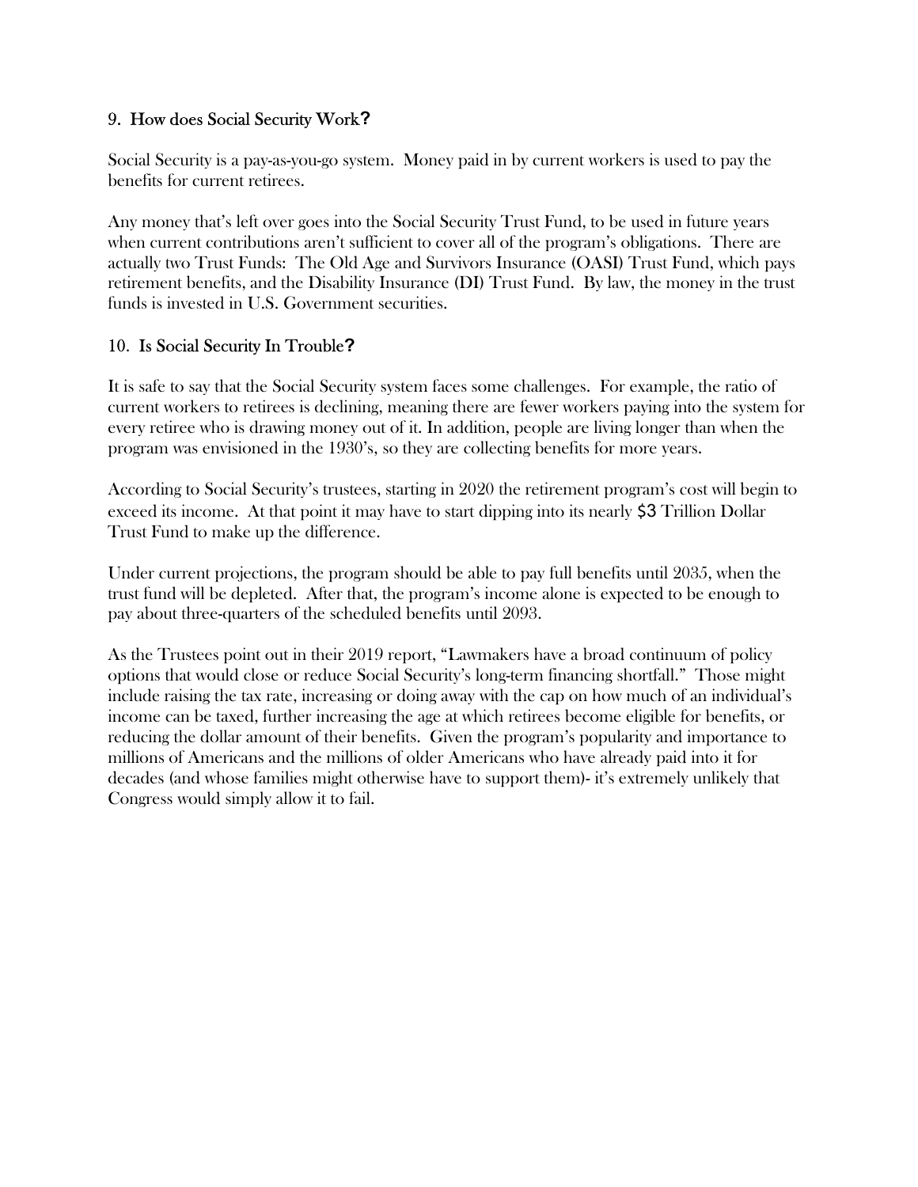## 9. How does Social Security Work?

Social Security is a pay-as-you-go system. Money paid in by current workers is used to pay the benefits for current retirees.

Any money that's left over goes into the Social Security Trust Fund, to be used in future years when current contributions aren't sufficient to cover all of the program's obligations. There are actually two Trust Funds: The Old Age and Survivors Insurance (OASI) Trust Fund, which pays retirement benefits, and the Disability Insurance (DI) Trust Fund. By law, the money in the trust funds is invested in U.S. Government securities.

## 10. Is Social Security In Trouble?

It is safe to say that the Social Security system faces some challenges. For example, the ratio of current workers to retirees is declining, meaning there are fewer workers paying into the system for every retiree who is drawing money out of it. In addition, people are living longer than when the program was envisioned in the 1930's, so they are collecting benefits for more years.

According to Social Security's trustees, starting in 2020 the retirement program's cost will begin to exceed its income. At that point it may have to start dipping into its nearly $3 Trillion Dollar Trust Fund to make up the difference.

Under current projections, the program should be able to pay full benefits until 2035, when the trust fund will be depleted. After that, the program's income alone is expected to be enough to pay about three-quarters of the scheduled benefits until 2093.

As the Trustees point out in their 2019 report, "Lawmakers have a broad continuum of policy options that would close or reduce Social Security's long-term financing shortfall." Those might include raising the tax rate, increasing or doing away with the cap on how much of an individual's income can be taxed, further increasing the age at which retirees become eligible for benefits, or reducing the dollar amount of their benefits. Given the program's popularity and importance to millions of Americans and the millions of older Americans who have already paid into it for decades (and whose families might otherwise have to support them)- it's extremely unlikely that Congress would simply allow it to fail.